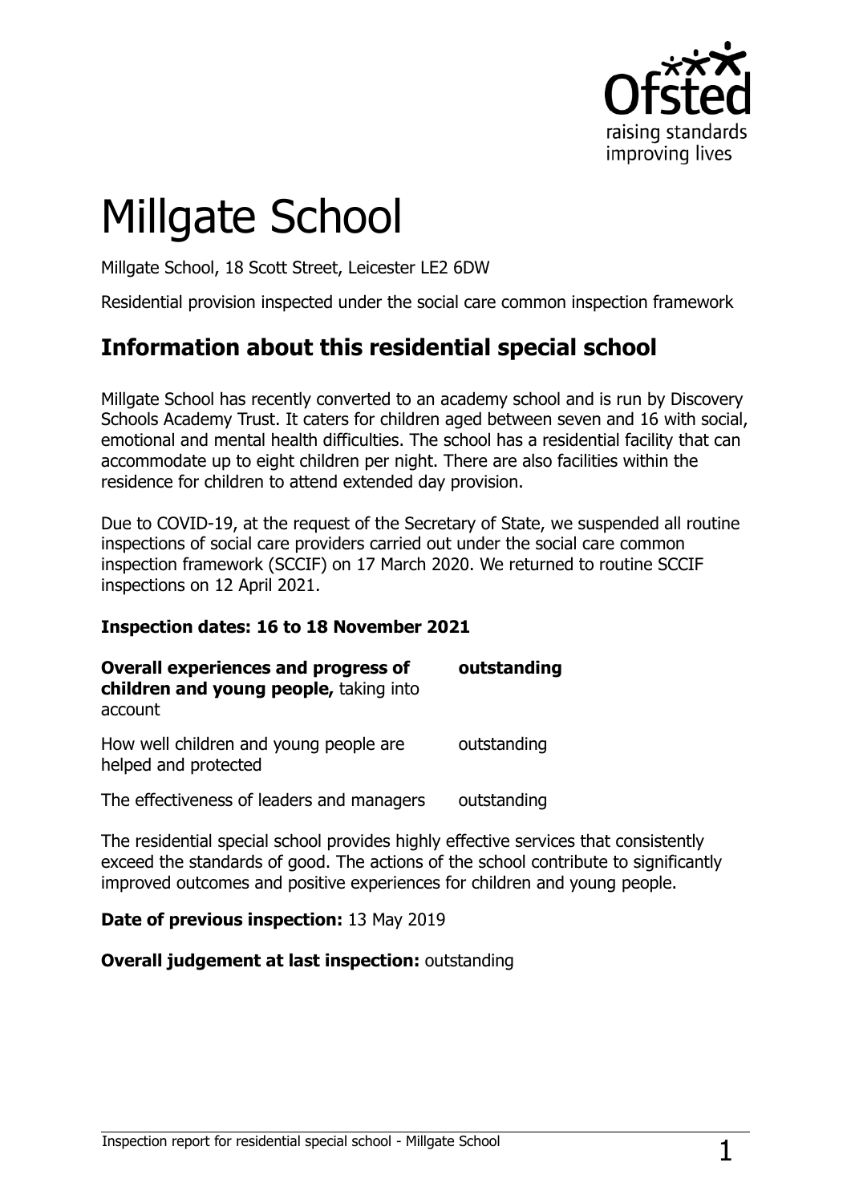# Millgate School

Millgate School, 18 Scott Street, Leicester LE2 6DW

Residential provision inspected under the social care common inspection framework

## Information about this residential special school

Millgate School has recently converted to an academy school and is run by Discovery Schools Academy Trust. It caters for children aged between seven and 16 with social, emotional and mental health difficulties. The school has a residential facility that can accommodate up to eight children per night. There are also facilities within the residence for children to attend extended day provision.

Due to COVID-19, at the request of the Secretary of State, we suspended all routine inspections of social care providers carried out under the social care common inspection framework (SCCIF) on 17 March 2020. We returned to routine SCCIF inspections on 12 April 2021.

**Inspection dates: 16 to 18 November 2021**

| | |
|---|---|
| **Overall experiences and progress of children and young people,** taking into account | **outstanding** |
| How well children and young people are helped and protected | outstanding |
| The effectiveness of leaders and managers | outstanding |

The residential special school provides highly effective services that consistently exceed the standards of good. The actions of the school contribute to significantly improved outcomes and positive experiences for children and young people.

**Date of previous inspection:** 13 May 2019

**Overall judgement at last inspection:** outstanding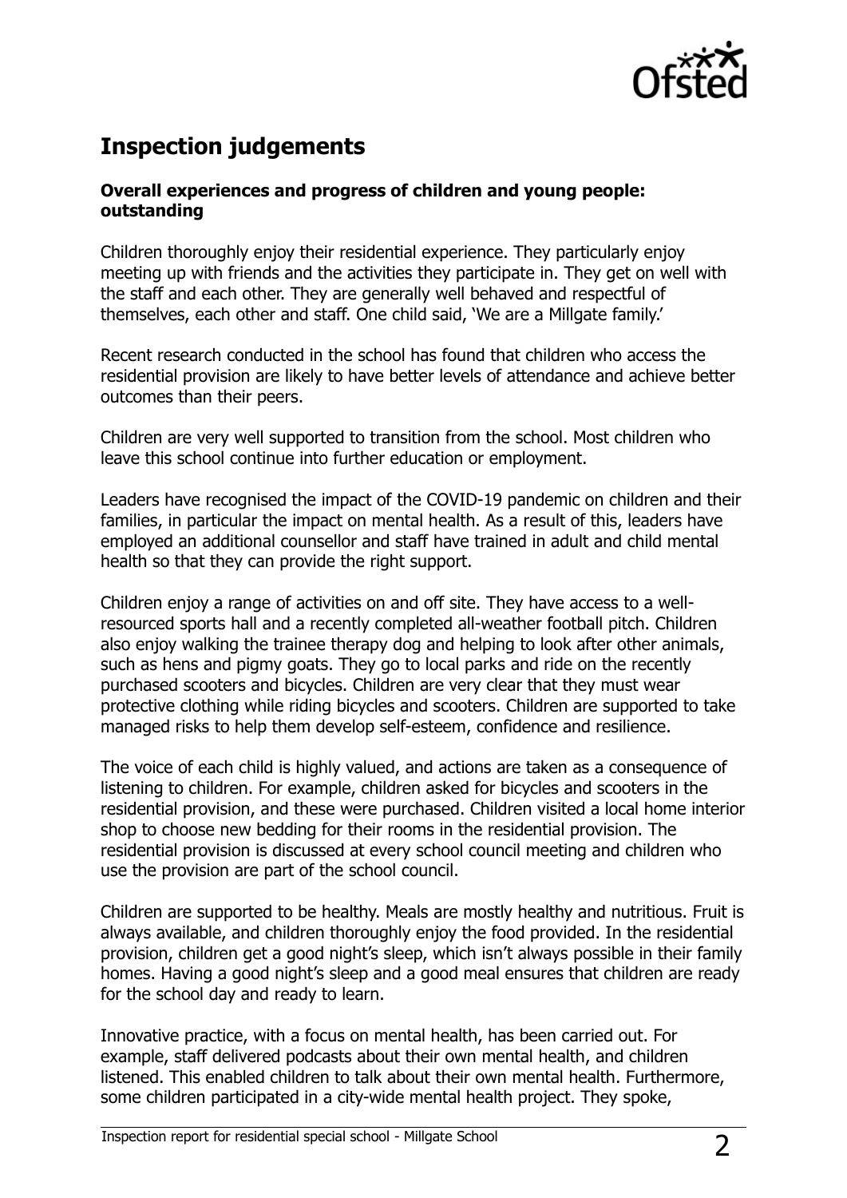## Inspection judgements

**Overall experiences and progress of children and young people: outstanding**

Children thoroughly enjoy their residential experience. They particularly enjoy meeting up with friends and the activities they participate in. They get on well with the staff and each other. They are generally well behaved and respectful of themselves, each other and staff. One child said, 'We are a Millgate family.'

Recent research conducted in the school has found that children who access the residential provision are likely to have better levels of attendance and achieve better outcomes than their peers.

Children are very well supported to transition from the school. Most children who leave this school continue into further education or employment.

Leaders have recognised the impact of the COVID-19 pandemic on children and their families, in particular the impact on mental health. As a result of this, leaders have employed an additional counsellor and staff have trained in adult and child mental health so that they can provide the right support.

Children enjoy a range of activities on and off site. They have access to a well-resourced sports hall and a recently completed all-weather football pitch. Children also enjoy walking the trainee therapy dog and helping to look after other animals, such as hens and pigmy goats. They go to local parks and ride on the recently purchased scooters and bicycles. Children are very clear that they must wear protective clothing while riding bicycles and scooters. Children are supported to take managed risks to help them develop self-esteem, confidence and resilience.

The voice of each child is highly valued, and actions are taken as a consequence of listening to children. For example, children asked for bicycles and scooters in the residential provision, and these were purchased. Children visited a local home interior shop to choose new bedding for their rooms in the residential provision. The residential provision is discussed at every school council meeting and children who use the provision are part of the school council.

Children are supported to be healthy. Meals are mostly healthy and nutritious. Fruit is always available, and children thoroughly enjoy the food provided. In the residential provision, children get a good night's sleep, which isn't always possible in their family homes. Having a good night's sleep and a good meal ensures that children are ready for the school day and ready to learn.

Innovative practice, with a focus on mental health, has been carried out. For example, staff delivered podcasts about their own mental health, and children listened. This enabled children to talk about their own mental health. Furthermore, some children participated in a city-wide mental health project. They spoke,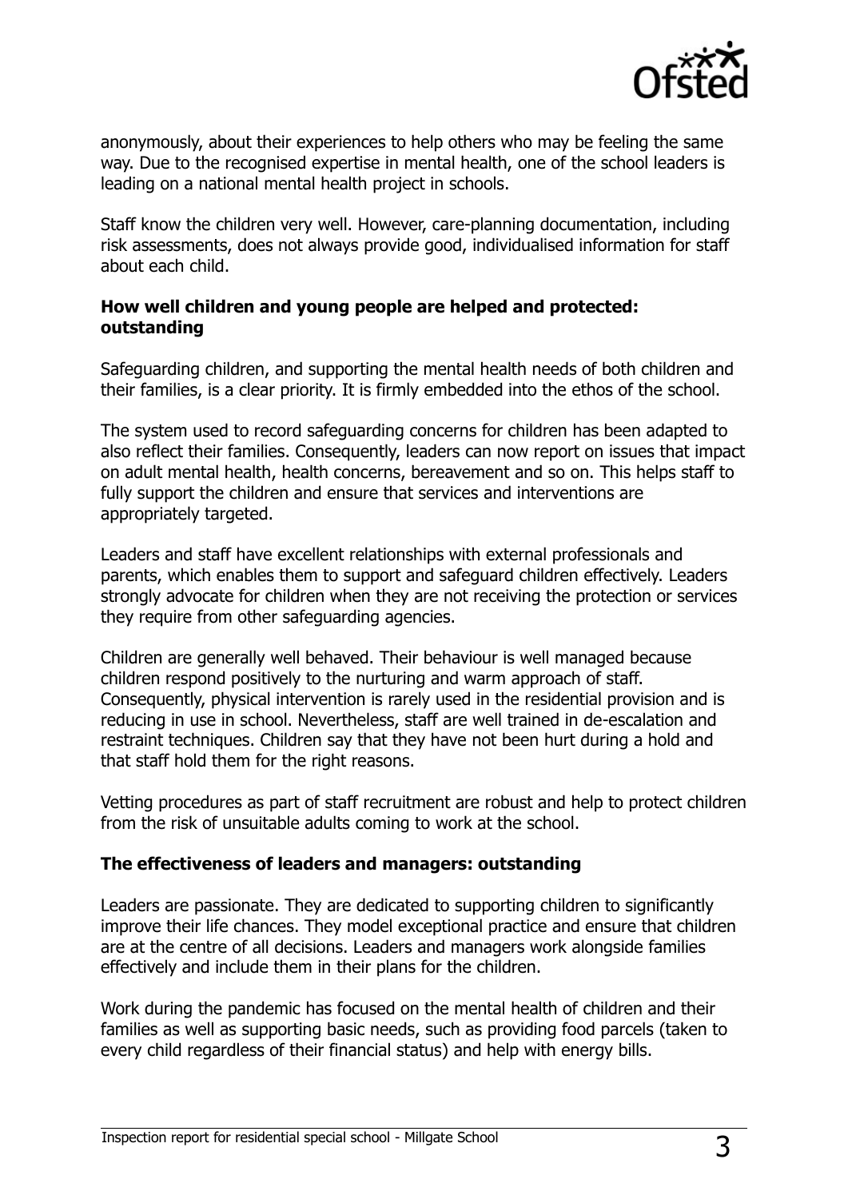anonymously, about their experiences to help others who may be feeling the same way. Due to the recognised expertise in mental health, one of the school leaders is leading on a national mental health project in schools.

Staff know the children very well. However, care-planning documentation, including risk assessments, does not always provide good, individualised information for staff about each child.

**How well children and young people are helped and protected: outstanding**

Safeguarding children, and supporting the mental health needs of both children and their families, is a clear priority. It is firmly embedded into the ethos of the school.

The system used to record safeguarding concerns for children has been adapted to also reflect their families. Consequently, leaders can now report on issues that impact on adult mental health, health concerns, bereavement and so on. This helps staff to fully support the children and ensure that services and interventions are appropriately targeted.

Leaders and staff have excellent relationships with external professionals and parents, which enables them to support and safeguard children effectively. Leaders strongly advocate for children when they are not receiving the protection or services they require from other safeguarding agencies.

Children are generally well behaved. Their behaviour is well managed because children respond positively to the nurturing and warm approach of staff. Consequently, physical intervention is rarely used in the residential provision and is reducing in use in school. Nevertheless, staff are well trained in de-escalation and restraint techniques. Children say that they have not been hurt during a hold and that staff hold them for the right reasons.

Vetting procedures as part of staff recruitment are robust and help to protect children from the risk of unsuitable adults coming to work at the school.

**The effectiveness of leaders and managers: outstanding**

Leaders are passionate. They are dedicated to supporting children to significantly improve their life chances. They model exceptional practice and ensure that children are at the centre of all decisions. Leaders and managers work alongside families effectively and include them in their plans for the children.

Work during the pandemic has focused on the mental health of children and their families as well as supporting basic needs, such as providing food parcels (taken to every child regardless of their financial status) and help with energy bills.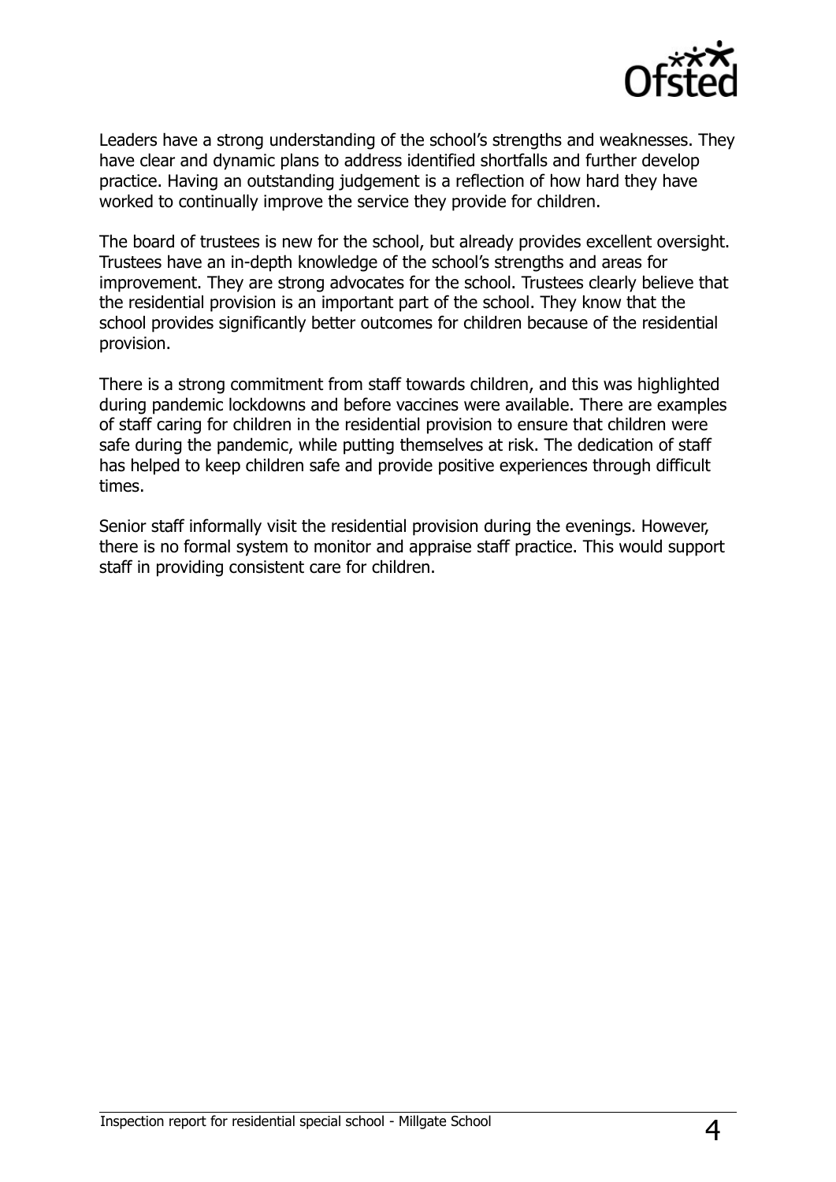Leaders have a strong understanding of the school's strengths and weaknesses. They have clear and dynamic plans to address identified shortfalls and further develop practice. Having an outstanding judgement is a reflection of how hard they have worked to continually improve the service they provide for children.

The board of trustees is new for the school, but already provides excellent oversight. Trustees have an in-depth knowledge of the school's strengths and areas for improvement. They are strong advocates for the school. Trustees clearly believe that the residential provision is an important part of the school. They know that the school provides significantly better outcomes for children because of the residential provision.

There is a strong commitment from staff towards children, and this was highlighted during pandemic lockdowns and before vaccines were available. There are examples of staff caring for children in the residential provision to ensure that children were safe during the pandemic, while putting themselves at risk. The dedication of staff has helped to keep children safe and provide positive experiences through difficult times.

Senior staff informally visit the residential provision during the evenings. However, there is no formal system to monitor and appraise staff practice. This would support staff in providing consistent care for children.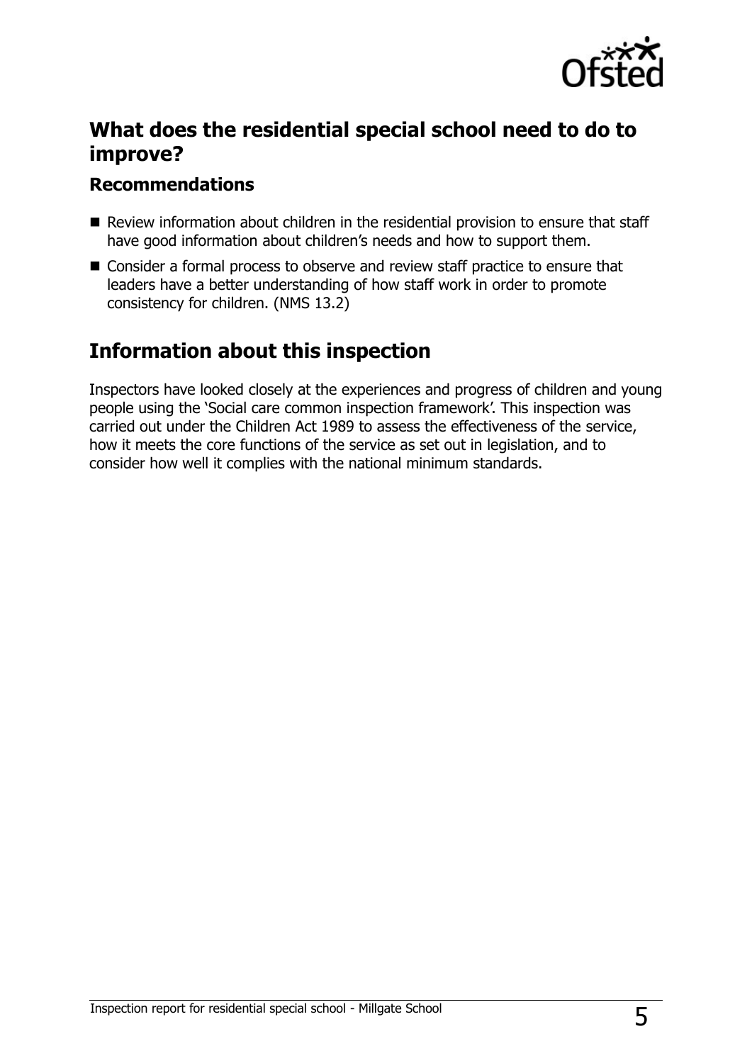## What does the residential special school need to do to improve?

### Recommendations

- Review information about children in the residential provision to ensure that staff have good information about children's needs and how to support them.
- Consider a formal process to observe and review staff practice to ensure that leaders have a better understanding of how staff work in order to promote consistency for children. (NMS 13.2)

## Information about this inspection

Inspectors have looked closely at the experiences and progress of children and young people using the 'Social care common inspection framework'. This inspection was carried out under the Children Act 1989 to assess the effectiveness of the service, how it meets the core functions of the service as set out in legislation, and to consider how well it complies with the national minimum standards.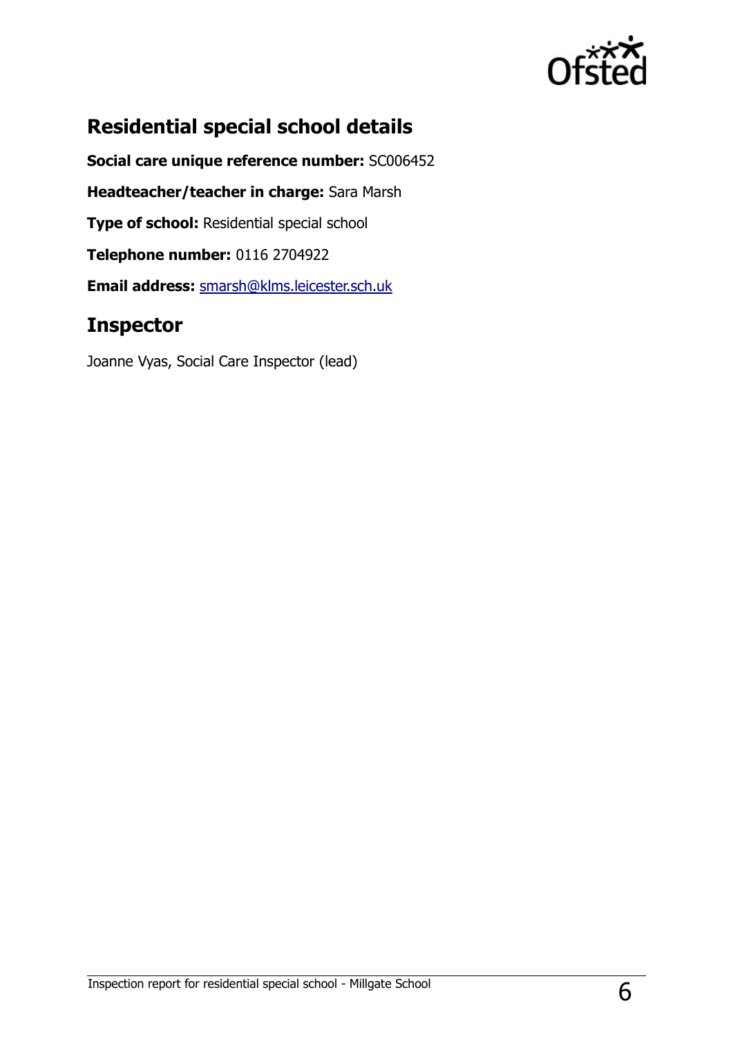## Residential special school details

**Social care unique reference number:** SC006452

**Headteacher/teacher in charge:** Sara Marsh

**Type of school:** Residential special school

**Telephone number:** 0116 2704922

**Email address:** smarsh@klms.leicester.sch.uk

## Inspector

Joanne Vyas, Social Care Inspector (lead)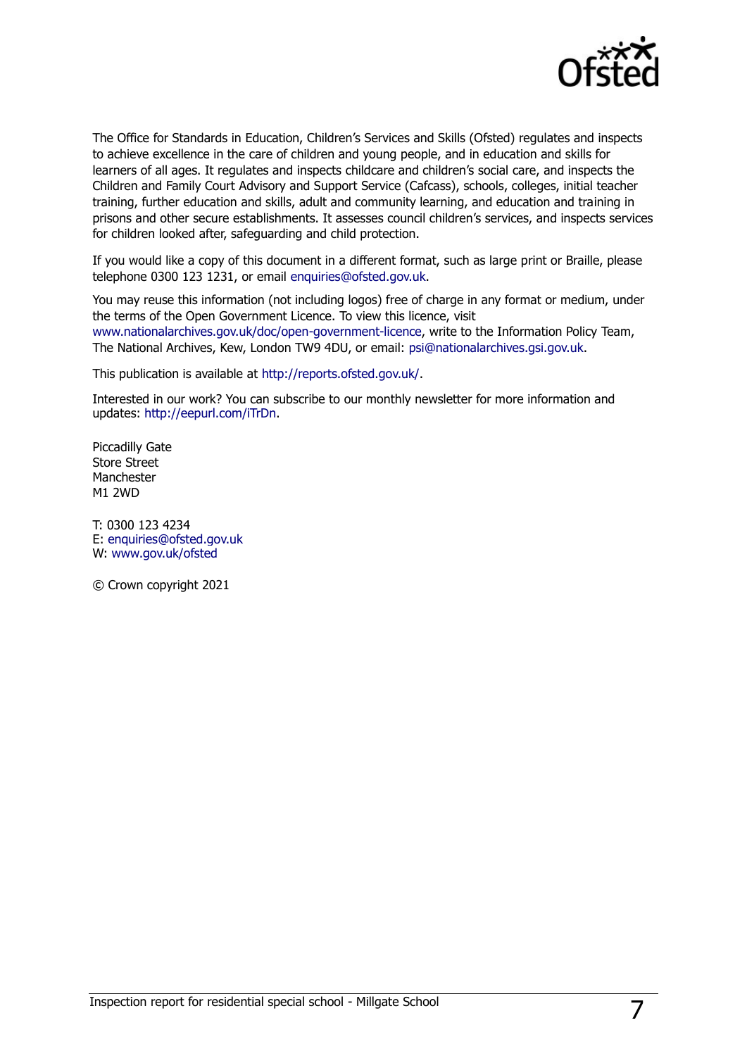The Office for Standards in Education, Children's Services and Skills (Ofsted) regulates and inspects to achieve excellence in the care of children and young people, and in education and skills for learners of all ages. It regulates and inspects childcare and children's social care, and inspects the Children and Family Court Advisory and Support Service (Cafcass), schools, colleges, initial teacher training, further education and skills, adult and community learning, and education and training in prisons and other secure establishments. It assesses council children's services, and inspects services for children looked after, safeguarding and child protection.

If you would like a copy of this document in a different format, such as large print or Braille, please telephone 0300 123 1231, or email enquiries@ofsted.gov.uk.

You may reuse this information (not including logos) free of charge in any format or medium, under the terms of the Open Government Licence. To view this licence, visit www.nationalarchives.gov.uk/doc/open-government-licence, write to the Information Policy Team, The National Archives, Kew, London TW9 4DU, or email: psi@nationalarchives.gsi.gov.uk.

This publication is available at http://reports.ofsted.gov.uk/.

Interested in our work? You can subscribe to our monthly newsletter for more information and updates: http://eepurl.com/iTrDn.

Piccadilly Gate
Store Street
Manchester
M1 2WD

T: 0300 123 4234
E: enquiries@ofsted.gov.uk
W: www.gov.uk/ofsted

© Crown copyright 2021